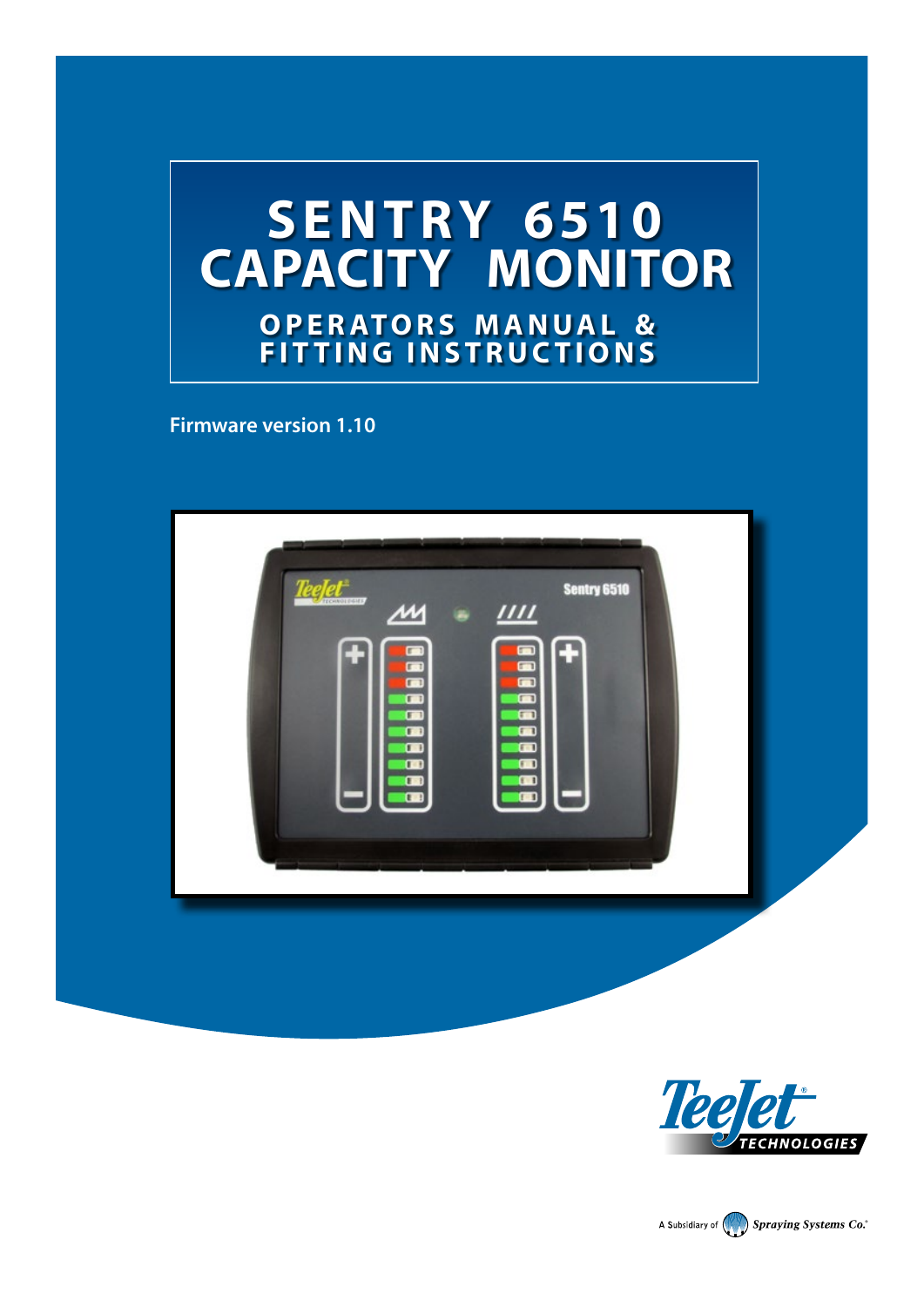# SENTRY 6510 CAPACITY MONITOR

## OPERATORS MANUAL & FITTING INSTRUCTIONS

**Firmware version 1.10**

TeeJet TECHNOLOGIES

A Subsidiary of Spraying Systems Co.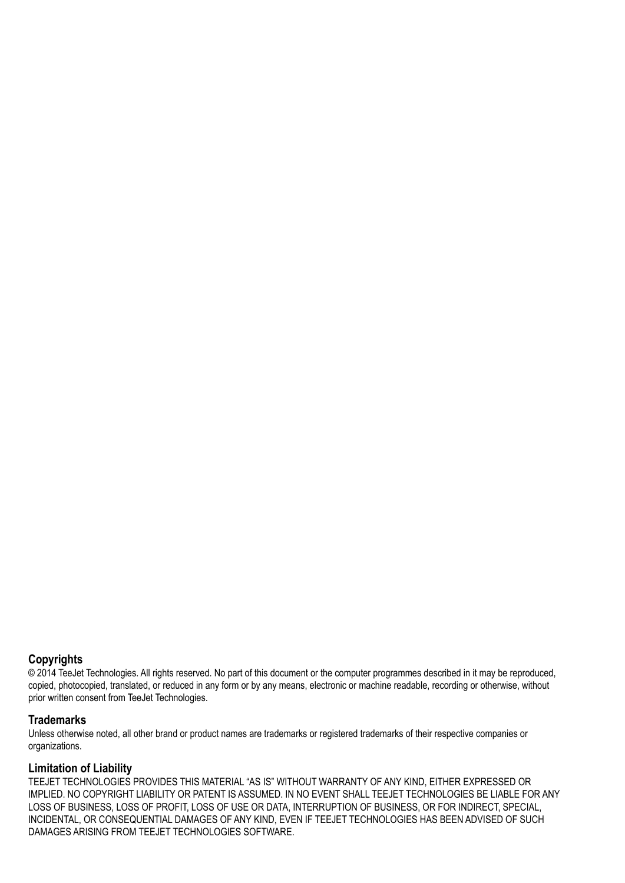### Copyrights

© 2014 TeeJet Technologies. All rights reserved. No part of this document or the computer programmes described in it may be reproduced, copied, photocopied, translated, or reduced in any form or by any means, electronic or machine readable, recording or otherwise, without prior written consent from TeeJet Technologies.

### Trademarks

Unless otherwise noted, all other brand or product names are trademarks or registered trademarks of their respective companies or organizations.

### Limitation of Liability

TEEJET TECHNOLOGIES PROVIDES THIS MATERIAL "AS IS" WITHOUT WARRANTY OF ANY KIND, EITHER EXPRESSED OR IMPLIED. NO COPYRIGHT LIABILITY OR PATENT IS ASSUMED. IN NO EVENT SHALL TEEJET TECHNOLOGIES BE LIABLE FOR ANY LOSS OF BUSINESS, LOSS OF PROFIT, LOSS OF USE OR DATA, INTERRUPTION OF BUSINESS, OR FOR INDIRECT, SPECIAL, INCIDENTAL, OR CONSEQUENTIAL DAMAGES OF ANY KIND, EVEN IF TEEJET TECHNOLOGIES HAS BEEN ADVISED OF SUCH DAMAGES ARISING FROM TEEJET TECHNOLOGIES SOFTWARE.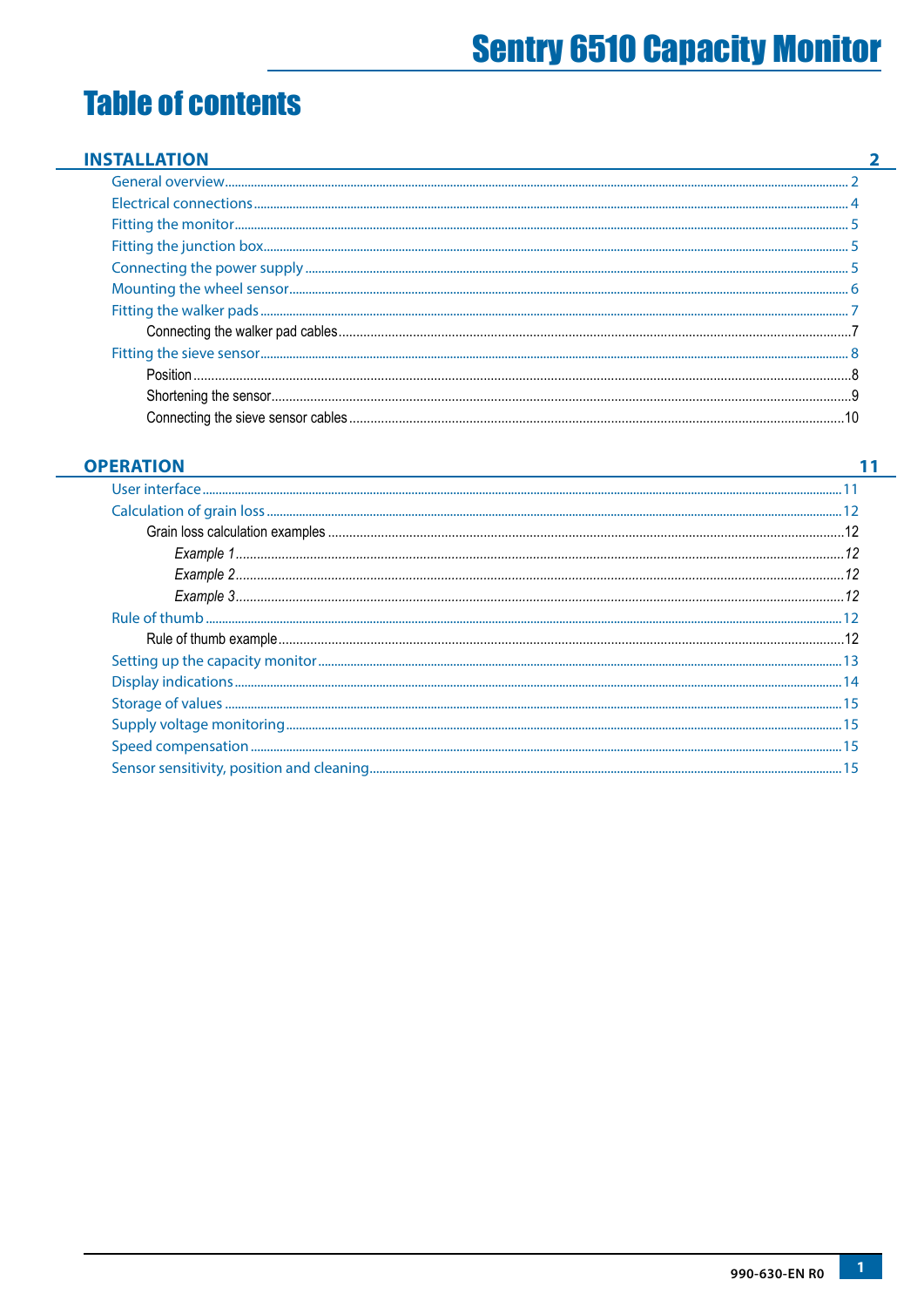# Table of contents

## INSTALLATION 2

- General overview ... 2
- Electrical connections ... 4
- Fitting the monitor ... 5
- Fitting the junction box ... 5
- Connecting the power supply ... 5
- Mounting the wheel sensor ... 6
- Fitting the walker pads ... 7
  - Connecting the walker pad cables ... 7
- Fitting the sieve sensor ... 8
  - Position ... 8
  - Shortening the sensor ... 9
  - Connecting the sieve sensor cables ... 10

## OPERATION 11

- User interface ... 11
- Calculation of grain loss ... 12
  - Grain loss calculation examples ... 12
    - *Example 1* ... *12*
    - *Example 2* ... *12*
    - *Example 3* ... *12*
- Rule of thumb ... 12
  - Rule of thumb example ... 12
- Setting up the capacity monitor ... 13
- Display indications ... 14
- Storage of values ... 15
- Supply voltage monitoring ... 15
- Speed compensation ... 15
- Sensor sensitivity, position and cleaning ... 15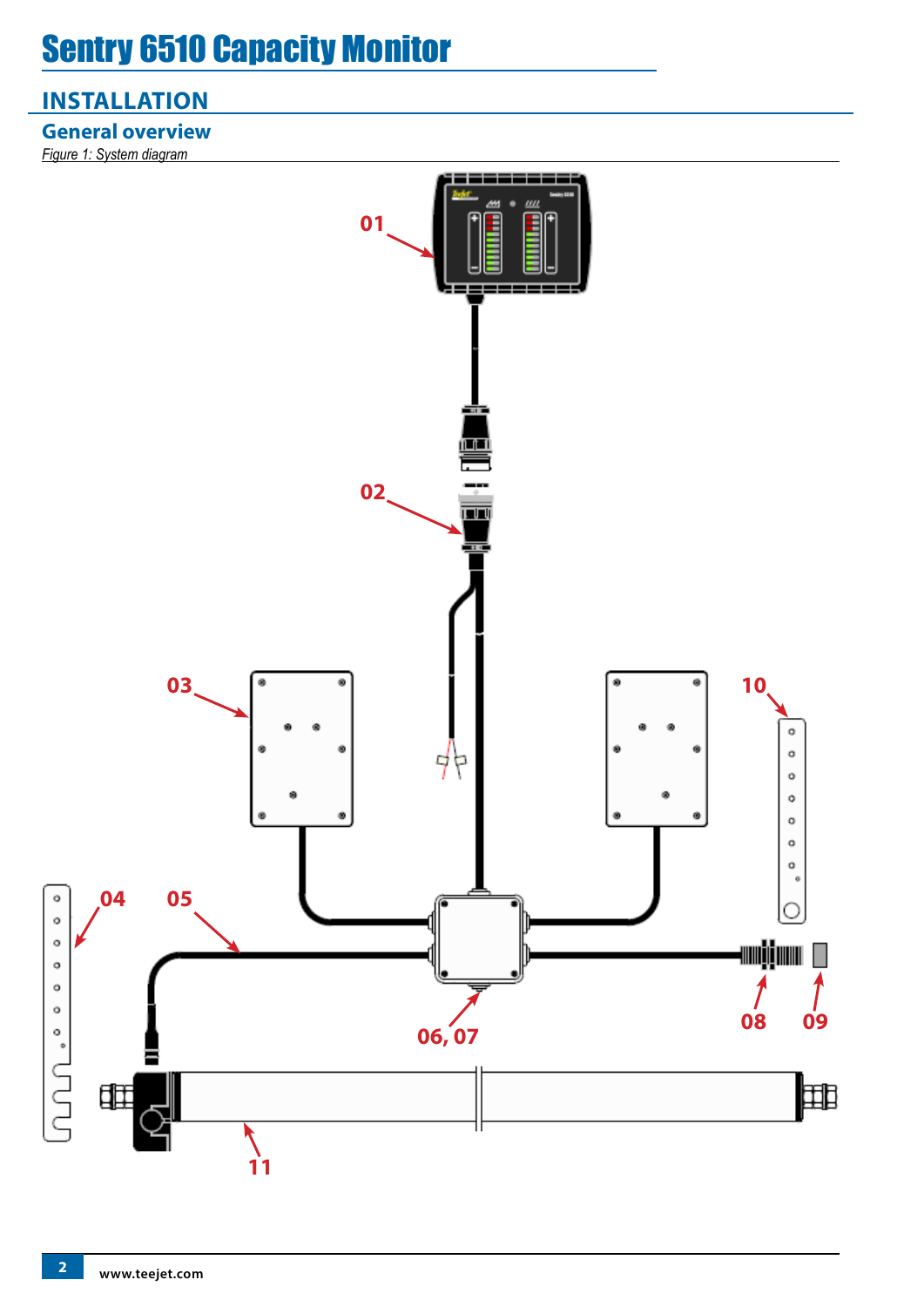# Sentry 6510 Capacity Monitor

## INSTALLATION

### General overview

*Figure 1: System diagram*

01

02

03

04

05

06, 07

08

09

10

11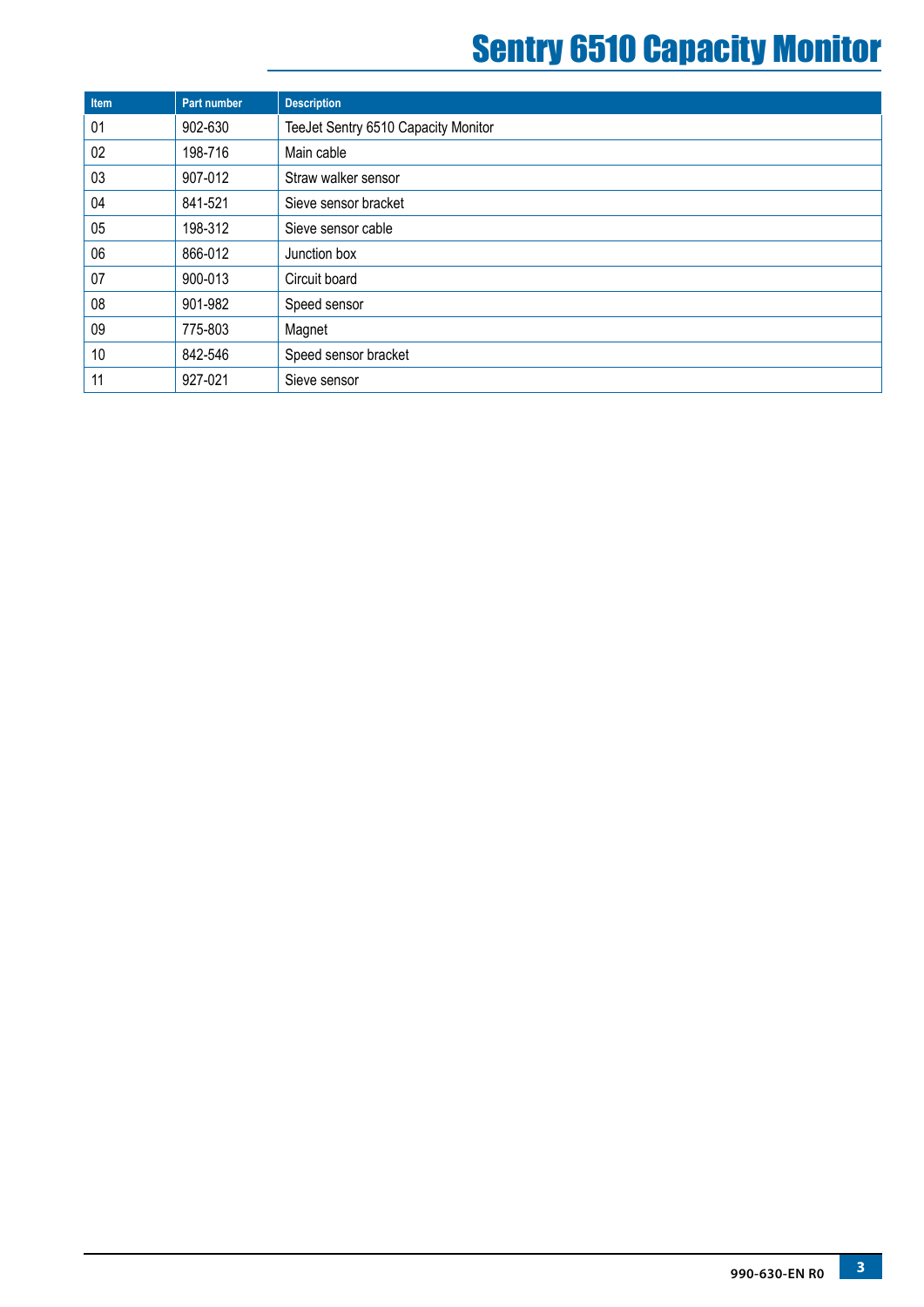| Item | Part number | Description |
| --- | --- | --- |
| 01 | 902-630 | TeeJet Sentry 6510 Capacity Monitor |
| 02 | 198-716 | Main cable |
| 03 | 907-012 | Straw walker sensor |
| 04 | 841-521 | Sieve sensor bracket |
| 05 | 198-312 | Sieve sensor cable |
| 06 | 866-012 | Junction box |
| 07 | 900-013 | Circuit board |
| 08 | 901-982 | Speed sensor |
| 09 | 775-803 | Magnet |
| 10 | 842-546 | Speed sensor bracket |
| 11 | 927-021 | Sieve sensor |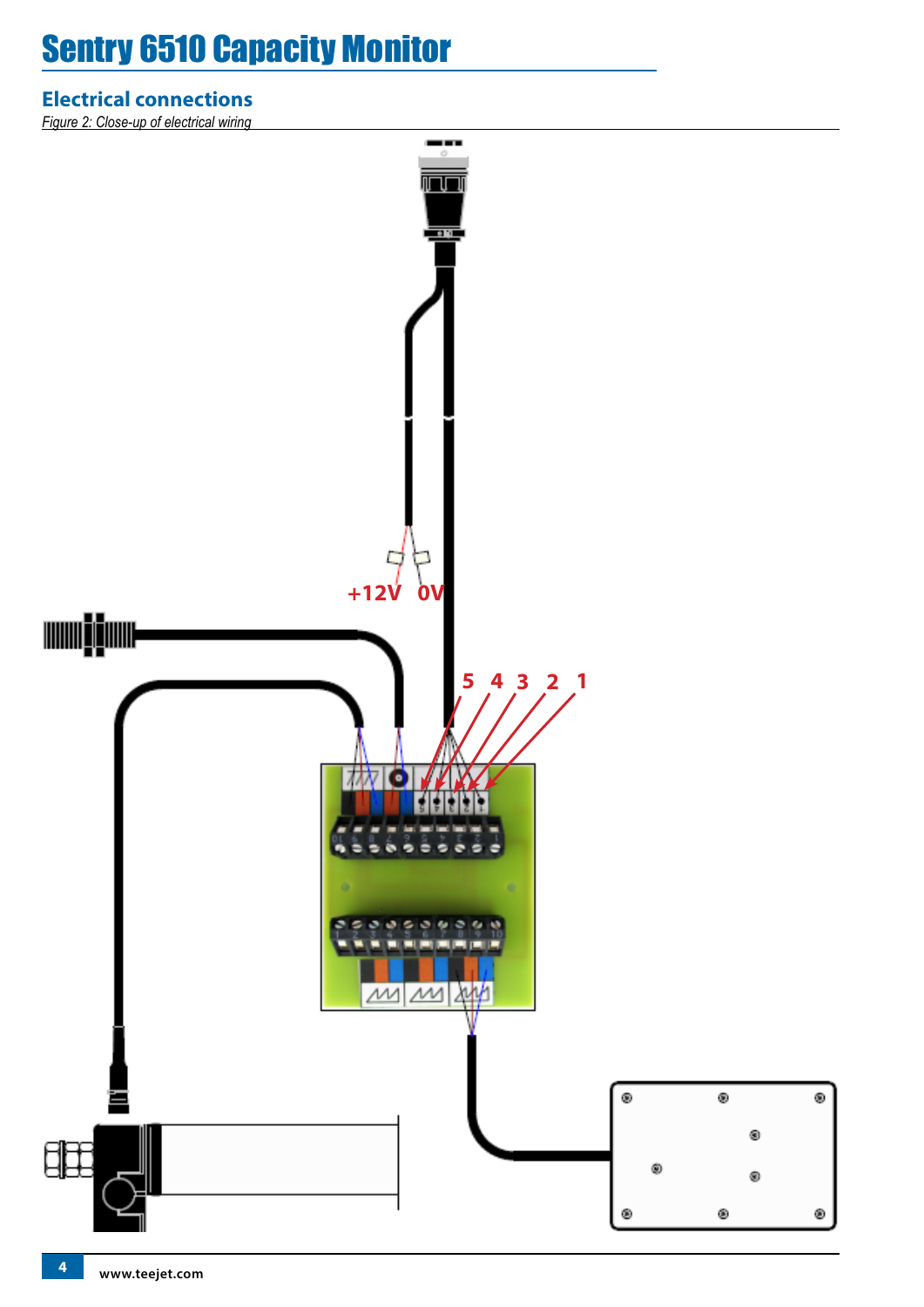# Sentry 6510 Capacity Monitor

## Electrical connections

*Figure 2: Close-up of electrical wiring*

+12V 0V

5 4 3 2 1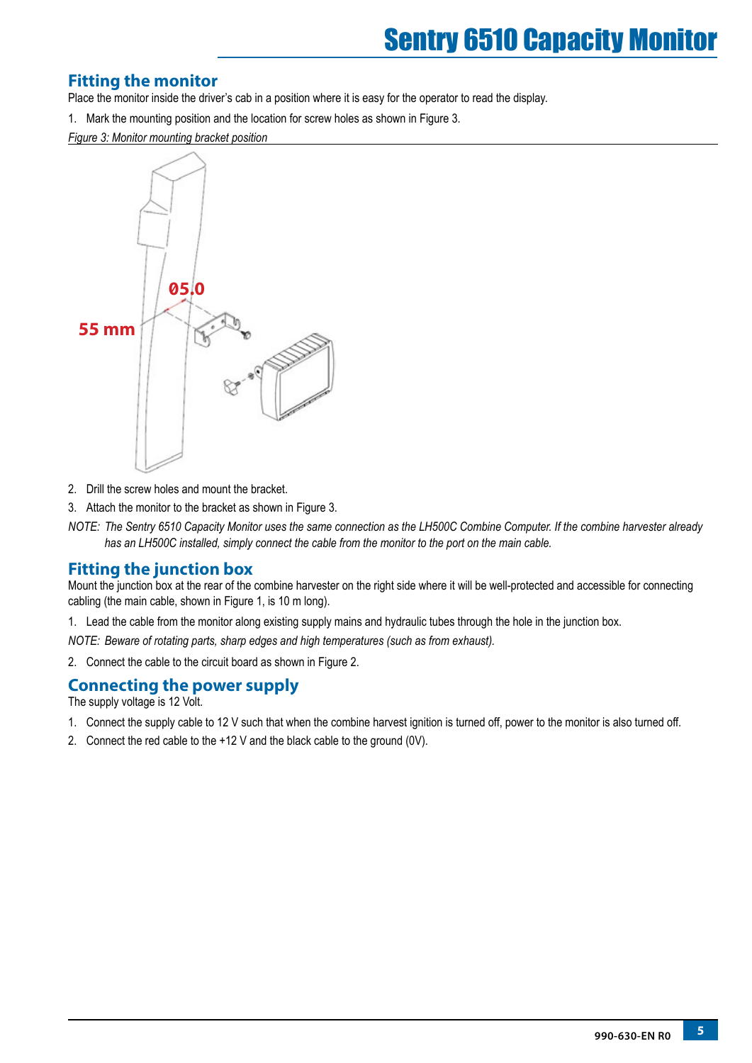## Fitting the monitor

Place the monitor inside the driver's cab in a position where it is easy for the operator to read the display.

1. Mark the mounting position and the location for screw holes as shown in Figure 3.

*Figure 3: Monitor mounting bracket position*

2. Drill the screw holes and mount the bracket.
3. Attach the monitor to the bracket as shown in Figure 3.

*NOTE: The Sentry 6510 Capacity Monitor uses the same connection as the LH500C Combine Computer. If the combine harvester already has an LH500C installed, simply connect the cable from the monitor to the port on the main cable.*

## Fitting the junction box

Mount the junction box at the rear of the combine harvester on the right side where it will be well-protected and accessible for connecting cabling (the main cable, shown in Figure 1, is 10 m long).

1. Lead the cable from the monitor along existing supply mains and hydraulic tubes through the hole in the junction box.

*NOTE: Beware of rotating parts, sharp edges and high temperatures (such as from exhaust).*

2. Connect the cable to the circuit board as shown in Figure 2.

## Connecting the power supply

The supply voltage is 12 Volt.

1. Connect the supply cable to 12 V such that when the combine harvest ignition is turned off, power to the monitor is also turned off.
2. Connect the red cable to the +12 V and the black cable to the ground (0V).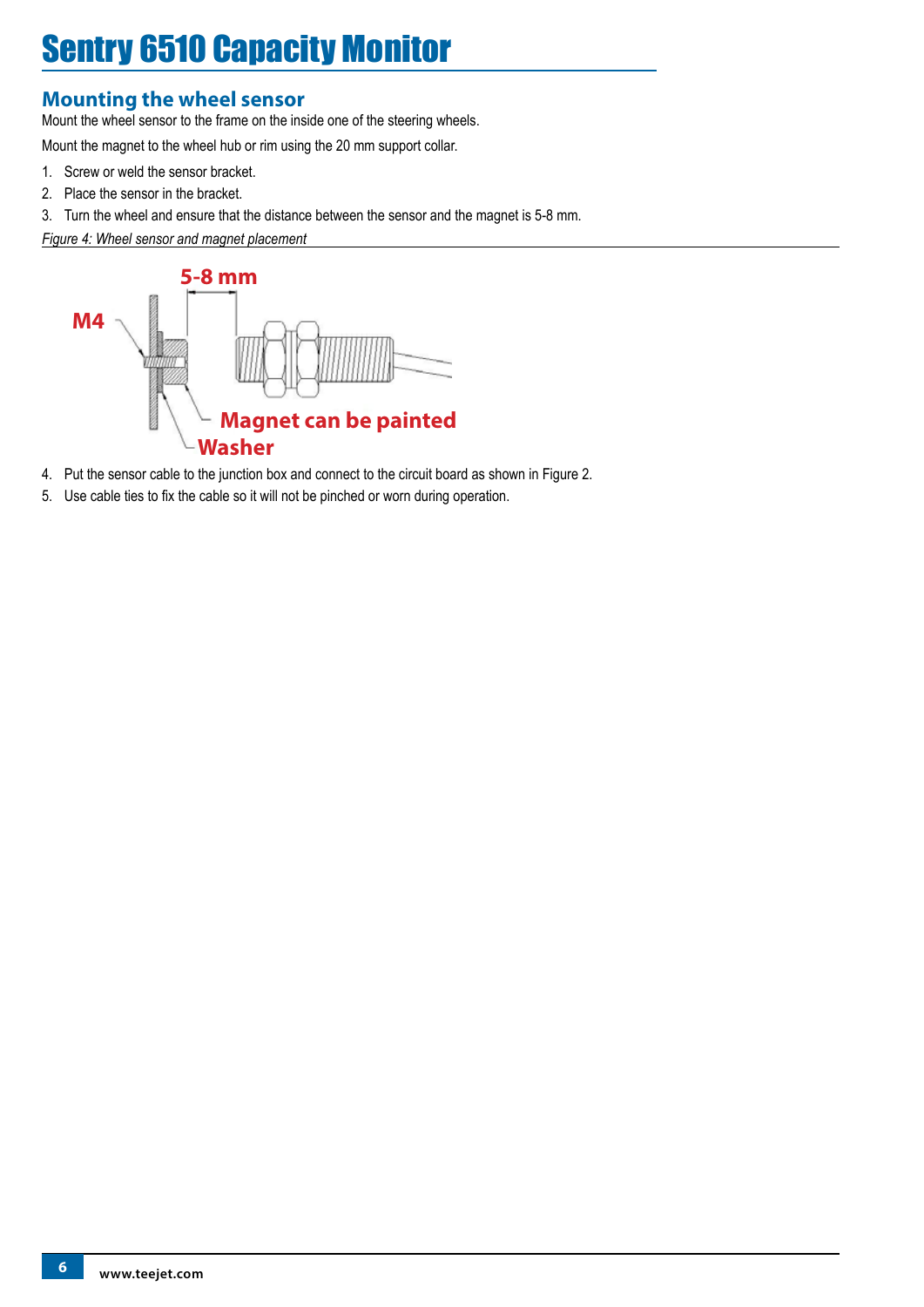# Sentry 6510 Capacity Monitor

## Mounting the wheel sensor

Mount the wheel sensor to the frame on the inside one of the steering wheels.

Mount the magnet to the wheel hub or rim using the 20 mm support collar.

1. Screw or weld the sensor bracket.
2. Place the sensor in the bracket.
3. Turn the wheel and ensure that the distance between the sensor and the magnet is 5-8 mm.

*Figure 4: Wheel sensor and magnet placement*

5-8 mm

M4

Magnet can be painted

Washer

4. Put the sensor cable to the junction box and connect to the circuit board as shown in Figure 2.
5. Use cable ties to fix the cable so it will not be pinched or worn during operation.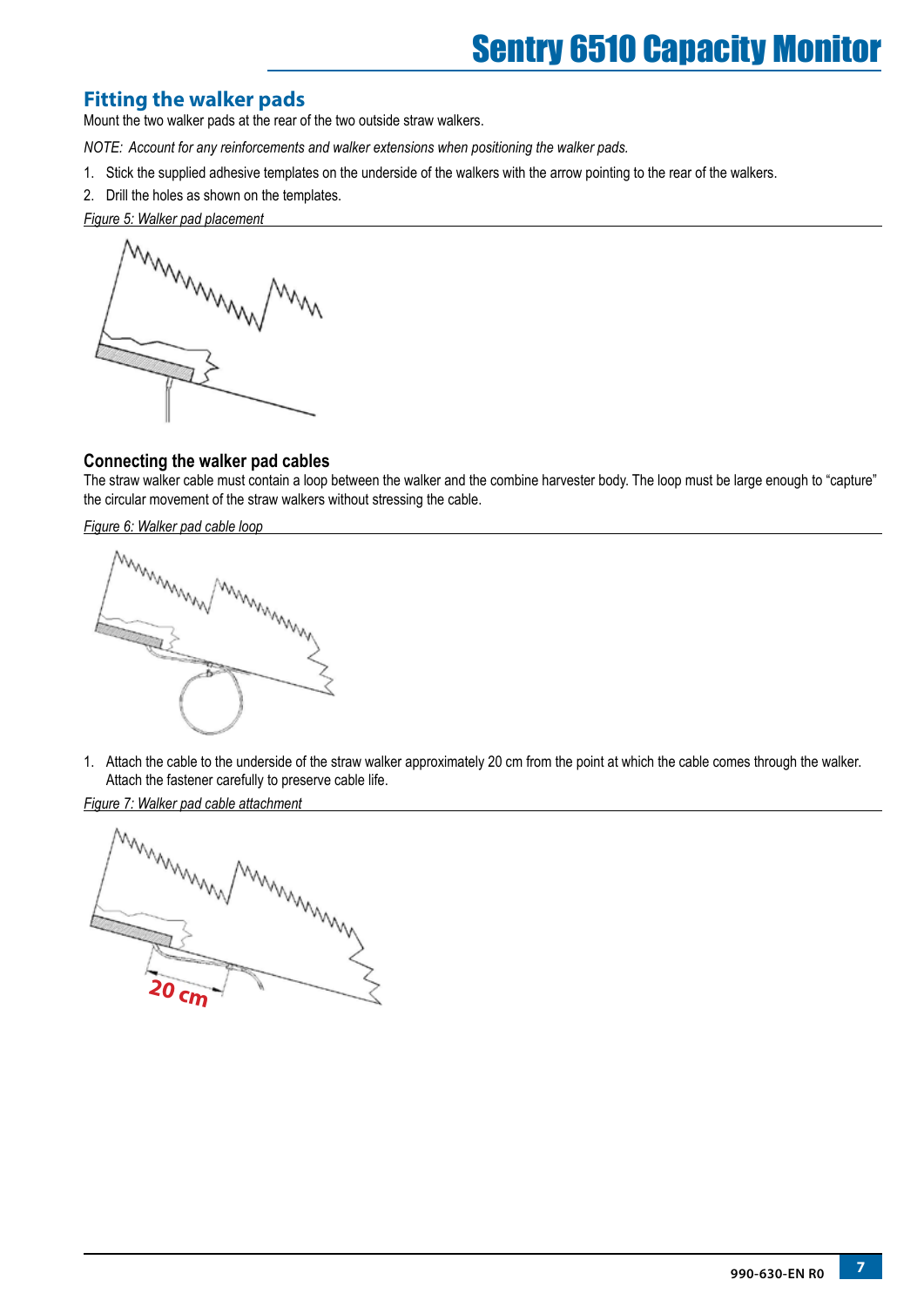## Fitting the walker pads

Mount the two walker pads at the rear of the two outside straw walkers.

*NOTE: Account for any reinforcements and walker extensions when positioning the walker pads.*

1. Stick the supplied adhesive templates on the underside of the walkers with the arrow pointing to the rear of the walkers.
2. Drill the holes as shown on the templates.

*Figure 5: Walker pad placement*

### Connecting the walker pad cables

The straw walker cable must contain a loop between the walker and the combine harvester body. The loop must be large enough to "capture" the circular movement of the straw walkers without stressing the cable.

*Figure 6: Walker pad cable loop*

1. Attach the cable to the underside of the straw walker approximately 20 cm from the point at which the cable comes through the walker. Attach the fastener carefully to preserve cable life.

*Figure 7: Walker pad cable attachment*

20 cm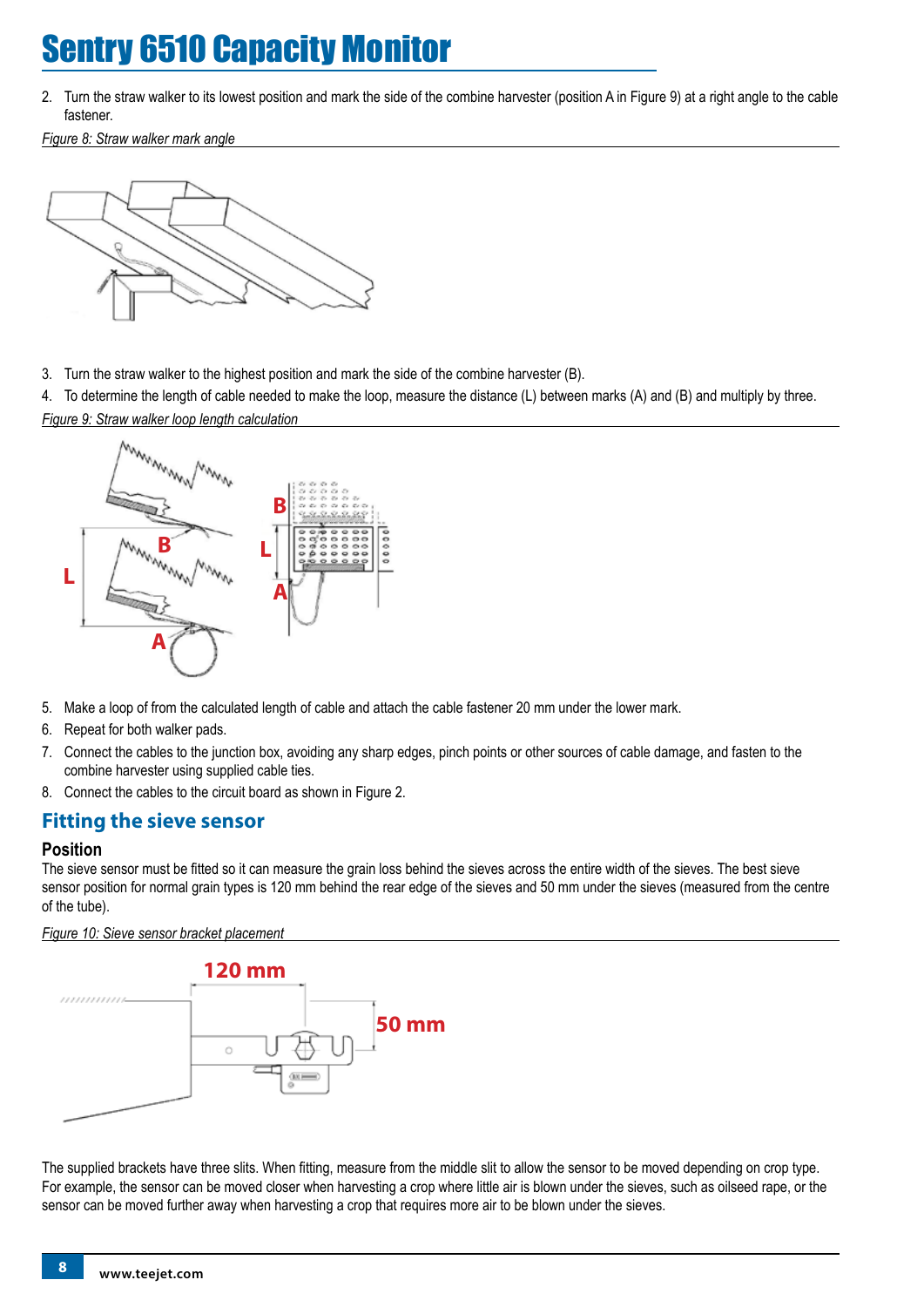2. Turn the straw walker to its lowest position and mark the side of the combine harvester (position A in Figure 9) at a right angle to the cable fastener.

*Figure 8: Straw walker mark angle*

3. Turn the straw walker to the highest position and mark the side of the combine harvester (B).
4. To determine the length of cable needed to make the loop, measure the distance (L) between marks (A) and (B) and multiply by three.

*Figure 9: Straw walker loop length calculation*

5. Make a loop of from the calculated length of cable and attach the cable fastener 20 mm under the lower mark.
6. Repeat for both walker pads.
7. Connect the cables to the junction box, avoiding any sharp edges, pinch points or other sources of cable damage, and fasten to the combine harvester using supplied cable ties.
8. Connect the cables to the circuit board as shown in Figure 2.

## Fitting the sieve sensor

### Position

The sieve sensor must be fitted so it can measure the grain loss behind the sieves across the entire width of the sieves. The best sieve sensor position for normal grain types is 120 mm behind the rear edge of the sieves and 50 mm under the sieves (measured from the centre of the tube).

*Figure 10: Sieve sensor bracket placement*

The supplied brackets have three slits. When fitting, measure from the middle slit to allow the sensor to be moved depending on crop type. For example, the sensor can be moved closer when harvesting a crop where little air is blown under the sieves, such as oilseed rape, or the sensor can be moved further away when harvesting a crop that requires more air to be blown under the sieves.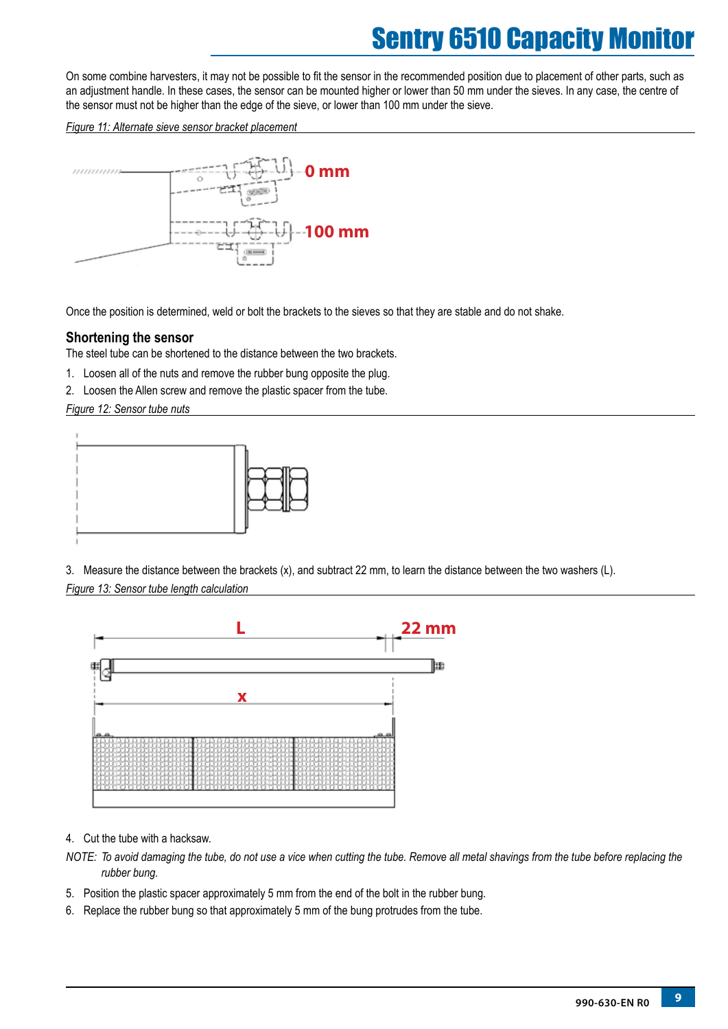On some combine harvesters, it may not be possible to fit the sensor in the recommended position due to placement of other parts, such as an adjustment handle. In these cases, the sensor can be mounted higher or lower than 50 mm under the sieves. In any case, the centre of the sensor must not be higher than the edge of the sieve, or lower than 100 mm under the sieve.

*Figure 11: Alternate sieve sensor bracket placement*

Once the position is determined, weld or bolt the brackets to the sieves so that they are stable and do not shake.

### Shortening the sensor

The steel tube can be shortened to the distance between the two brackets.

1. Loosen all of the nuts and remove the rubber bung opposite the plug.
2. Loosen the Allen screw and remove the plastic spacer from the tube.

*Figure 12: Sensor tube nuts*

3. Measure the distance between the brackets (x), and subtract 22 mm, to learn the distance between the two washers (L).

*Figure 13: Sensor tube length calculation*

4. Cut the tube with a hacksaw.

*NOTE: To avoid damaging the tube, do not use a vice when cutting the tube. Remove all metal shavings from the tube before replacing the rubber bung.*

5. Position the plastic spacer approximately 5 mm from the end of the bolt in the rubber bung.
6. Replace the rubber bung so that approximately 5 mm of the bung protrudes from the tube.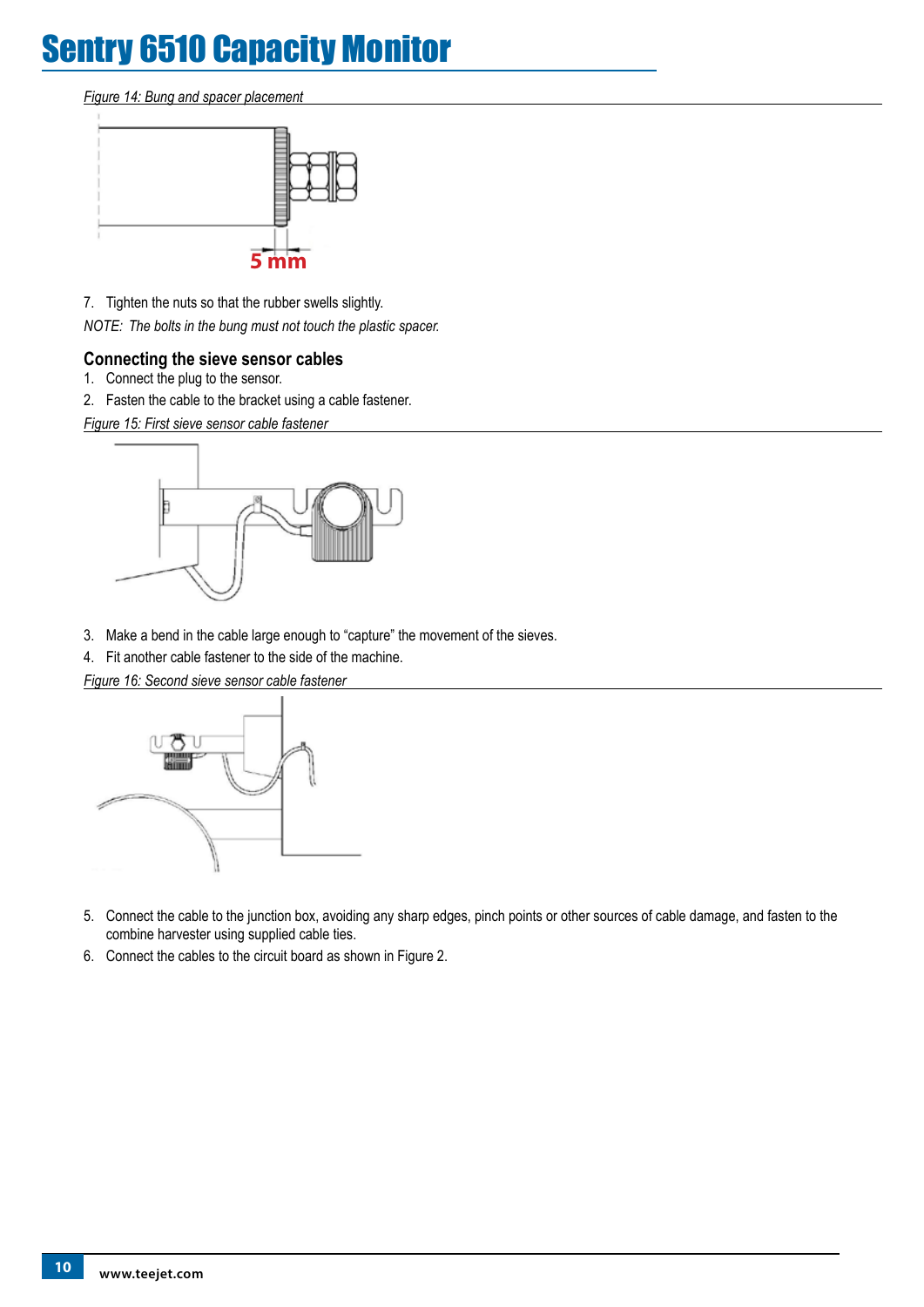*Figure 14: Bung and spacer placement*

5 mm

7. Tighten the nuts so that the rubber swells slightly.

*NOTE: The bolts in the bung must not touch the plastic spacer.*

### Connecting the sieve sensor cables

1. Connect the plug to the sensor.
2. Fasten the cable to the bracket using a cable fastener.

*Figure 15: First sieve sensor cable fastener*

3. Make a bend in the cable large enough to “capture” the movement of the sieves.
4. Fit another cable fastener to the side of the machine.

*Figure 16: Second sieve sensor cable fastener*

5. Connect the cable to the junction box, avoiding any sharp edges, pinch points or other sources of cable damage, and fasten to the combine harvester using supplied cable ties.
6. Connect the cables to the circuit board as shown in Figure 2.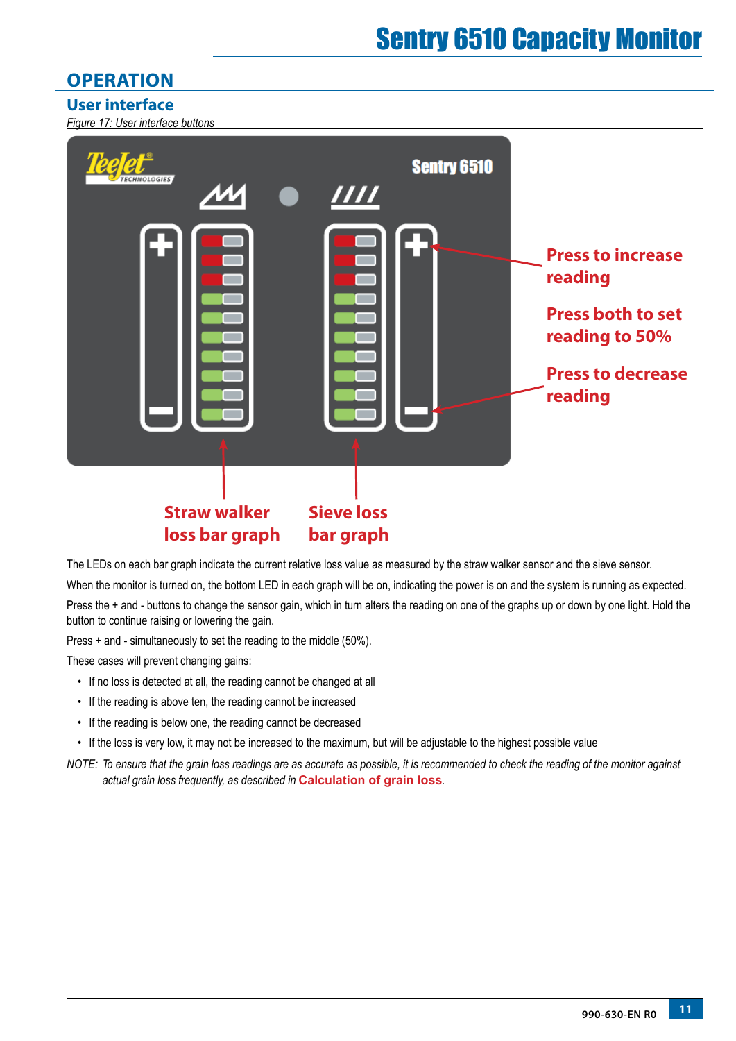## OPERATION

### User interface

*Figure 17: User interface buttons*

Press to increase reading

Press both to set reading to 50%

Press to decrease reading

Straw walker loss bar graph

Sieve loss bar graph

The LEDs on each bar graph indicate the current relative loss value as measured by the straw walker sensor and the sieve sensor.

When the monitor is turned on, the bottom LED in each graph will be on, indicating the power is on and the system is running as expected.

Press the + and - buttons to change the sensor gain, which in turn alters the reading on one of the graphs up or down by one light. Hold the button to continue raising or lowering the gain.

Press + and - simultaneously to set the reading to the middle (50%).

These cases will prevent changing gains:

- If no loss is detected at all, the reading cannot be changed at all
- If the reading is above ten, the reading cannot be increased
- If the reading is below one, the reading cannot be decreased
- If the loss is very low, it may not be increased to the maximum, but will be adjustable to the highest possible value

NOTE: *To ensure that the grain loss readings are as accurate as possible, it is recommended to check the reading of the monitor against actual grain loss frequently, as described in* **Calculation of grain loss**.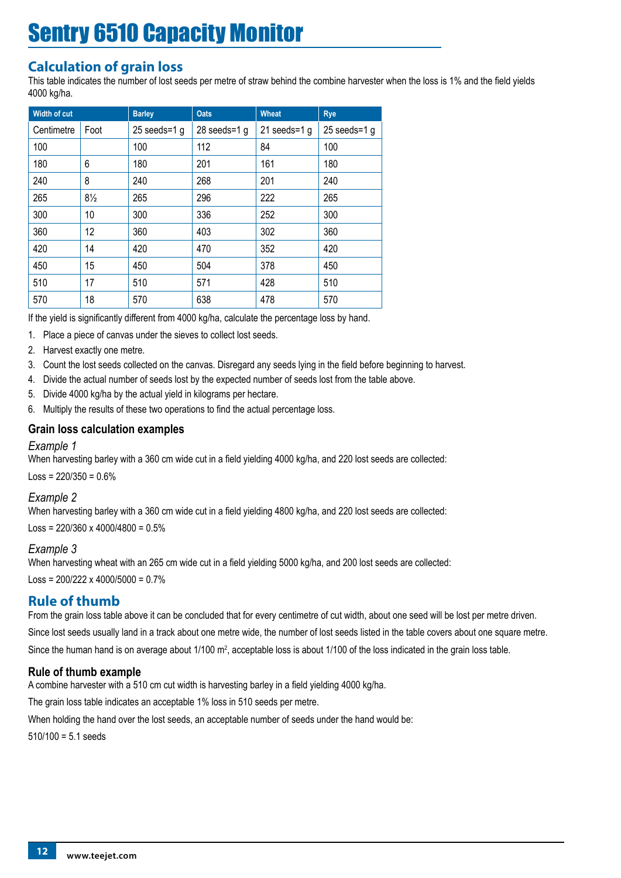# Sentry 6510 Capacity Monitor

## Calculation of grain loss

This table indicates the number of lost seeds per metre of straw behind the combine harvester when the loss is 1% and the field yields 4000 kg/ha.

| Width of cut | | Barley | Oats | Wheat | Rye |
|---|---|---|---|---|---|
| Centimetre | Foot | 25 seeds=1 g | 28 seeds=1 g | 21 seeds=1 g | 25 seeds=1 g |
| 100 | | 100 | 112 | 84 | 100 |
| 180 | 6 | 180 | 201 | 161 | 180 |
| 240 | 8 | 240 | 268 | 201 | 240 |
| 265 | 8½ | 265 | 296 | 222 | 265 |
| 300 | 10 | 300 | 336 | 252 | 300 |
| 360 | 12 | 360 | 403 | 302 | 360 |
| 420 | 14 | 420 | 470 | 352 | 420 |
| 450 | 15 | 450 | 504 | 378 | 450 |
| 510 | 17 | 510 | 571 | 428 | 510 |
| 570 | 18 | 570 | 638 | 478 | 570 |

If the yield is significantly different from 4000 kg/ha, calculate the percentage loss by hand.

1. Place a piece of canvas under the sieves to collect lost seeds.
2. Harvest exactly one metre.
3. Count the lost seeds collected on the canvas. Disregard any seeds lying in the field before beginning to harvest.
4. Divide the actual number of seeds lost by the expected number of seeds lost from the table above.
5. Divide 4000 kg/ha by the actual yield in kilograms per hectare.
6. Multiply the results of these two operations to find the actual percentage loss.

### Grain loss calculation examples

*Example 1*

When harvesting barley with a 360 cm wide cut in a field yielding 4000 kg/ha, and 220 lost seeds are collected:

Loss = 220/350 = 0.6%

*Example 2*

When harvesting barley with a 360 cm wide cut in a field yielding 4800 kg/ha, and 220 lost seeds are collected:

Loss = 220/360 x 4000/4800 = 0.5%

*Example 3*

When harvesting wheat with an 265 cm wide cut in a field yielding 5000 kg/ha, and 200 lost seeds are collected:

Loss = 200/222 x 4000/5000 = 0.7%

## Rule of thumb

From the grain loss table above it can be concluded that for every centimetre of cut width, about one seed will be lost per metre driven.

Since lost seeds usually land in a track about one metre wide, the number of lost seeds listed in the table covers about one square metre.

Since the human hand is on average about 1/100 $m^2$, acceptable loss is about 1/100 of the loss indicated in the grain loss table.

### Rule of thumb example

A combine harvester with a 510 cm cut width is harvesting barley in a field yielding 4000 kg/ha.

The grain loss table indicates an acceptable 1% loss in 510 seeds per metre.

When holding the hand over the lost seeds, an acceptable number of seeds under the hand would be:

510/100 = 5.1 seeds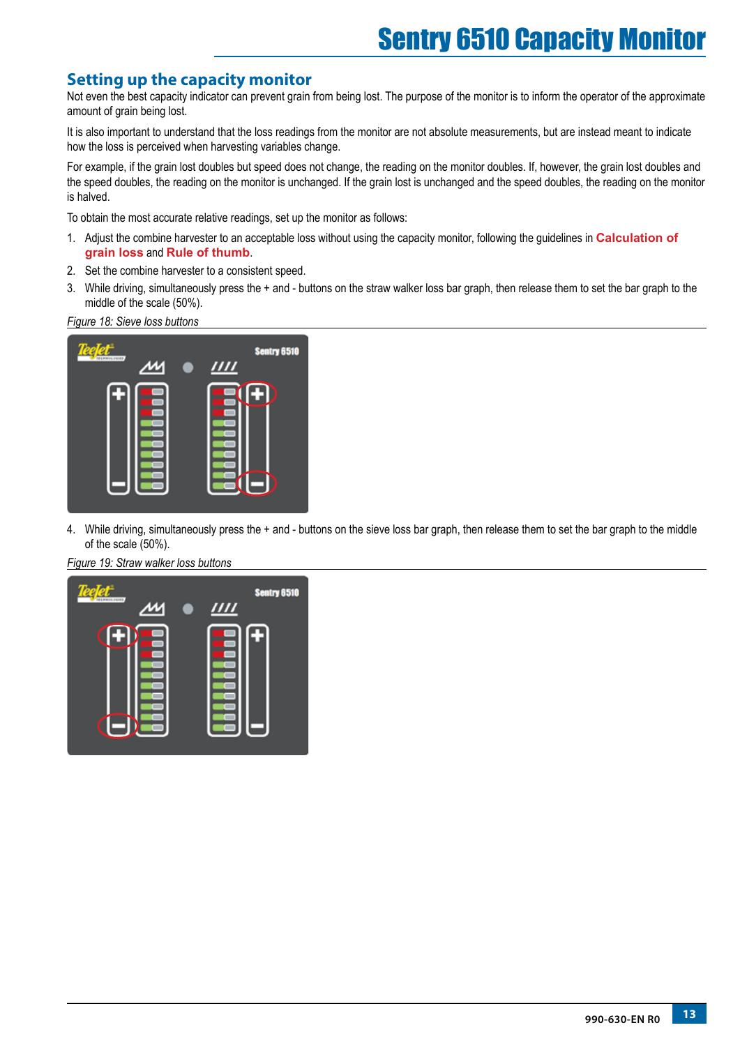## Setting up the capacity monitor

Not even the best capacity indicator can prevent grain from being lost. The purpose of the monitor is to inform the operator of the approximate amount of grain being lost.

It is also important to understand that the loss readings from the monitor are not absolute measurements, but are instead meant to indicate how the loss is perceived when harvesting variables change.

For example, if the grain lost doubles but speed does not change, the reading on the monitor doubles. If, however, the grain lost doubles and the speed doubles, the reading on the monitor is unchanged. If the grain lost is unchanged and the speed doubles, the reading on the monitor is halved.

To obtain the most accurate relative readings, set up the monitor as follows:

1. Adjust the combine harvester to an acceptable loss without using the capacity monitor, following the guidelines in **Calculation of grain loss** and **Rule of thumb**.
2. Set the combine harvester to a consistent speed.
3. While driving, simultaneously press the + and - buttons on the straw walker loss bar graph, then release them to set the bar graph to the middle of the scale (50%).

*Figure 18: Sieve loss buttons*

4. While driving, simultaneously press the + and - buttons on the sieve loss bar graph, then release them to set the bar graph to the middle of the scale (50%).

*Figure 19: Straw walker loss buttons*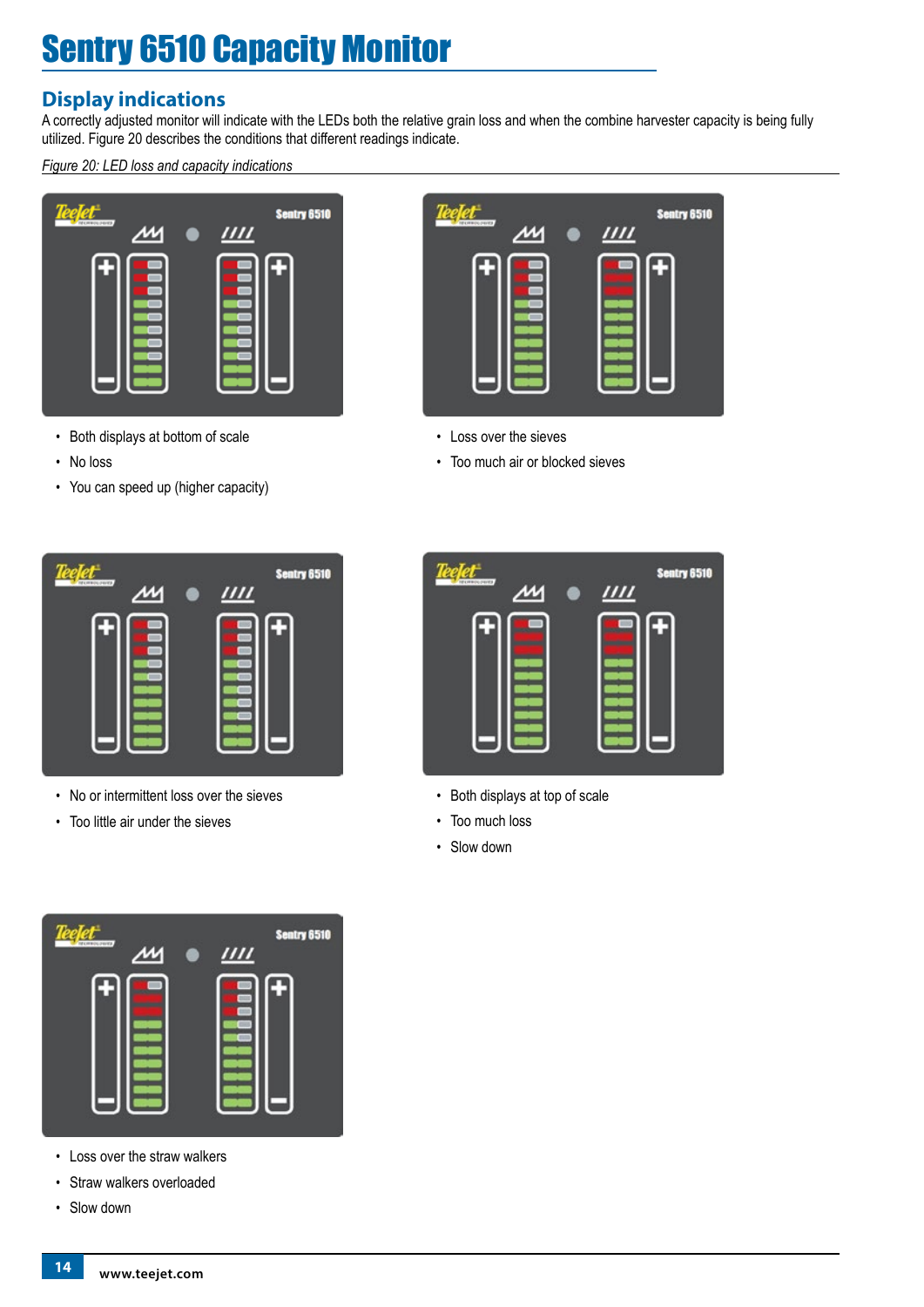# Sentry 6510 Capacity Monitor

## Display indications

A correctly adjusted monitor will indicate with the LEDs both the relative grain loss and when the combine harvester capacity is being fully utilized. Figure 20 describes the conditions that different readings indicate.

*Figure 20: LED loss and capacity indications*

- Both displays at bottom of scale
- No loss
- You can speed up (higher capacity)

- Loss over the sieves
- Too much air or blocked sieves

- No or intermittent loss over the sieves
- Too little air under the sieves

- Both displays at top of scale
- Too much loss
- Slow down

- Loss over the straw walkers
- Straw walkers overloaded
- Slow down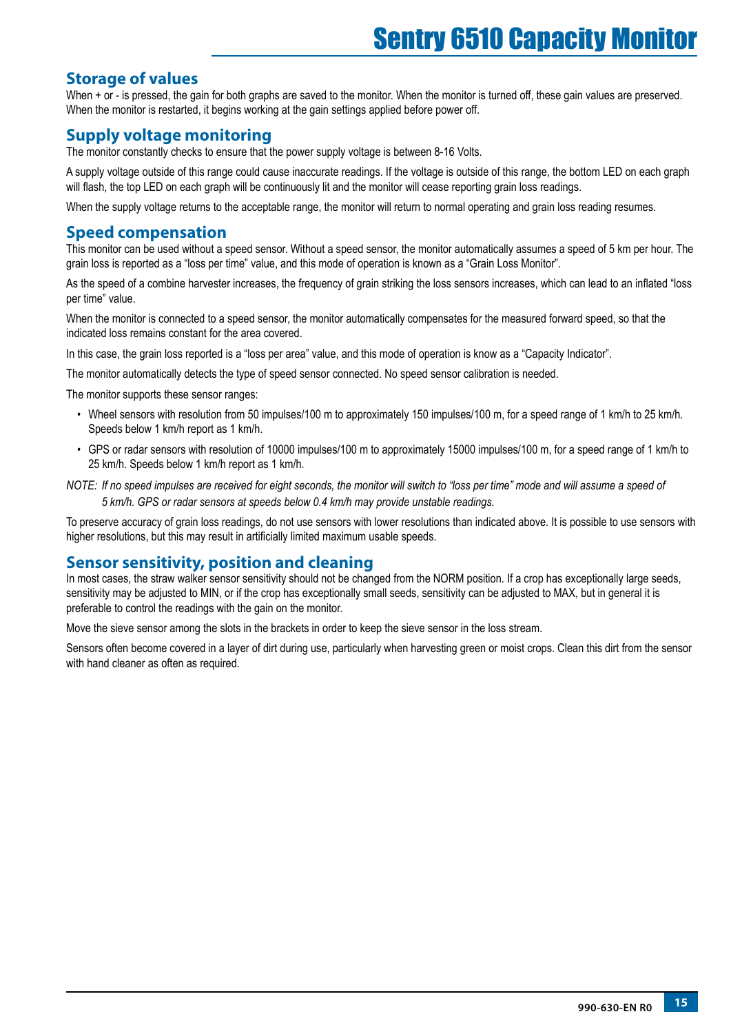## Storage of values

When + or - is pressed, the gain for both graphs are saved to the monitor. When the monitor is turned off, these gain values are preserved. When the monitor is restarted, it begins working at the gain settings applied before power off.

## Supply voltage monitoring

The monitor constantly checks to ensure that the power supply voltage is between 8-16 Volts.

A supply voltage outside of this range could cause inaccurate readings. If the voltage is outside of this range, the bottom LED on each graph will flash, the top LED on each graph will be continuously lit and the monitor will cease reporting grain loss readings.

When the supply voltage returns to the acceptable range, the monitor will return to normal operating and grain loss reading resumes.

## Speed compensation

This monitor can be used without a speed sensor. Without a speed sensor, the monitor automatically assumes a speed of 5 km per hour. The grain loss is reported as a “loss per time” value, and this mode of operation is known as a “Grain Loss Monitor”.

As the speed of a combine harvester increases, the frequency of grain striking the loss sensors increases, which can lead to an inflated “loss per time” value.

When the monitor is connected to a speed sensor, the monitor automatically compensates for the measured forward speed, so that the indicated loss remains constant for the area covered.

In this case, the grain loss reported is a “loss per area” value, and this mode of operation is know as a “Capacity Indicator”.

The monitor automatically detects the type of speed sensor connected. No speed sensor calibration is needed.

The monitor supports these sensor ranges:

- Wheel sensors with resolution from 50 impulses/100 m to approximately 150 impulses/100 m, for a speed range of 1 km/h to 25 km/h. Speeds below 1 km/h report as 1 km/h.
- GPS or radar sensors with resolution of 10000 impulses/100 m to approximately 15000 impulses/100 m, for a speed range of 1 km/h to 25 km/h. Speeds below 1 km/h report as 1 km/h.

*NOTE: If no speed impulses are received for eight seconds, the monitor will switch to “loss per time” mode and will assume a speed of 5 km/h. GPS or radar sensors at speeds below 0.4 km/h may provide unstable readings.*

To preserve accuracy of grain loss readings, do not use sensors with lower resolutions than indicated above. It is possible to use sensors with higher resolutions, but this may result in artificially limited maximum usable speeds.

## Sensor sensitivity, position and cleaning

In most cases, the straw walker sensor sensitivity should not be changed from the NORM position. If a crop has exceptionally large seeds, sensitivity may be adjusted to MIN, or if the crop has exceptionally small seeds, sensitivity can be adjusted to MAX, but in general it is preferable to control the readings with the gain on the monitor.

Move the sieve sensor among the slots in the brackets in order to keep the sieve sensor in the loss stream.

Sensors often become covered in a layer of dirt during use, particularly when harvesting green or moist crops. Clean this dirt from the sensor with hand cleaner as often as required.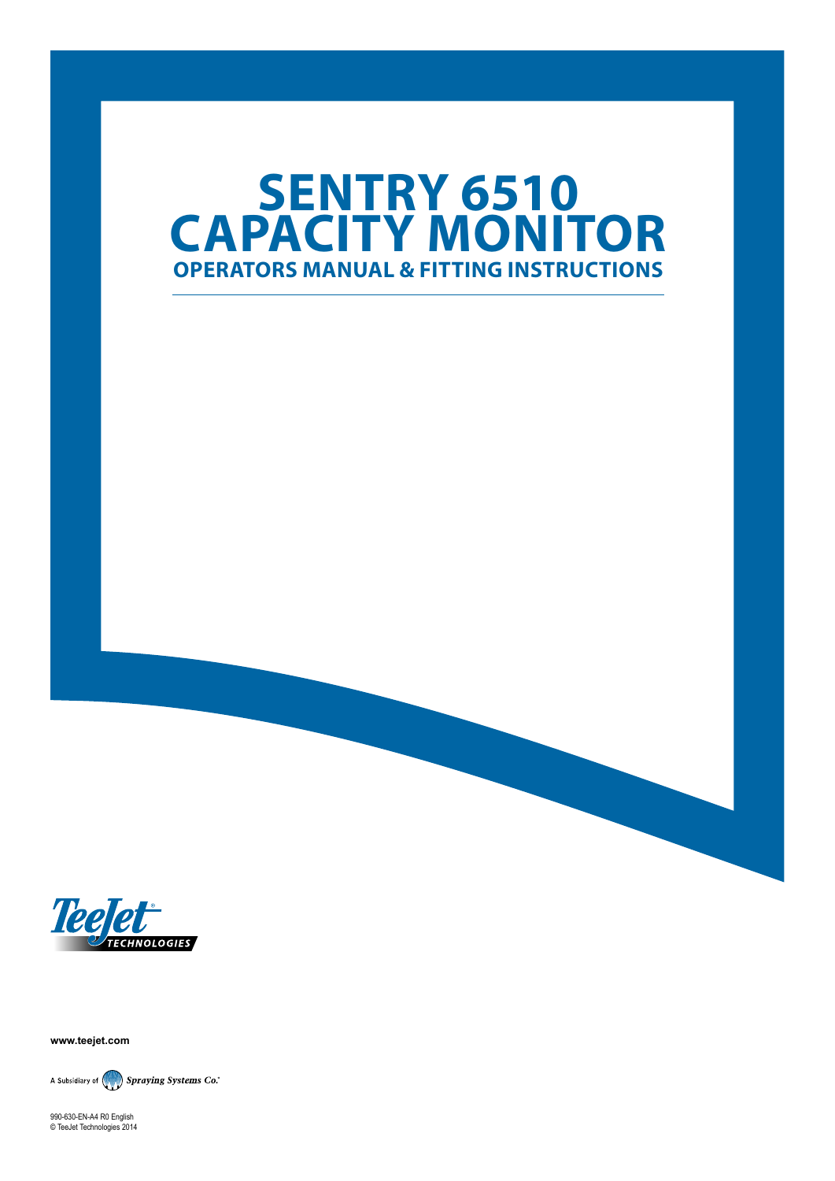# SENTRY 6510 CAPACITY MONITOR

## OPERATORS MANUAL & FITTING INSTRUCTIONS

TeeJet TECHNOLOGIES

www.teejet.com

A Subsidiary of Spraying Systems Co.

990-630-EN-A4 R0 English
© TeeJet Technologies 2014